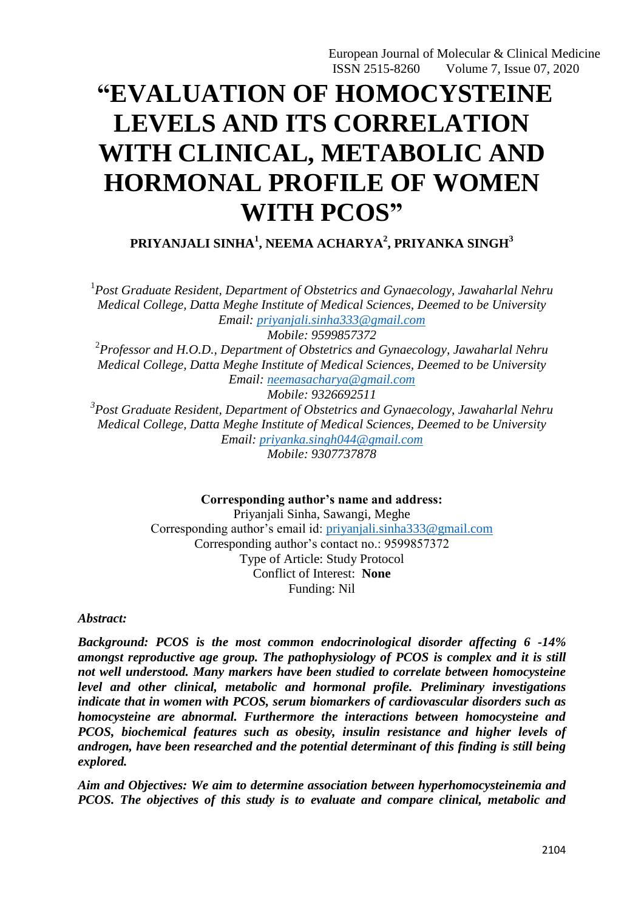# "EVALUATION OF HOMOCYSTEINE LEVELS AND ITS CORRELATION WITH CLINICAL, METABOLIC AND HORMONAL PROFILE OF WOMEN WITH PCOS"

**PRIYANJALI SINHA[1], NEEMA ACHARYA[2], PRIYANKA SINGH[3]**

[1]*Post Graduate Resident, Department of Obstetrics and Gynaecology, Jawaharlal Nehru Medical College, Datta Meghe Institute of Medical Sciences, Deemed to be University*
*Email: priyanjali.sinha333@gmail.com*
*Mobile: 9599857372*

[2]*Professor and H.O.D., Department of Obstetrics and Gynaecology, Jawaharlal Nehru Medical College, Datta Meghe Institute of Medical Sciences, Deemed to be University*
*Email: neemasacharya@gmail.com*
*Mobile: 9326692511*

[3]*Post Graduate Resident, Department of Obstetrics and Gynaecology, Jawaharlal Nehru Medical College, Datta Meghe Institute of Medical Sciences, Deemed to be University*
*Email: priyanka.singh044@gmail.com*
*Mobile: 9307737878*

**Corresponding author's name and address:**
Priyanjali Sinha, Sawangi, Meghe
Corresponding author's email id: priyanjali.sinha333@gmail.com
Corresponding author's contact no.: 9599857372
Type of Article: Study Protocol
Conflict of Interest: **None**
Funding: Nil

***Abstract:***

***Background: PCOS is the most common endocrinological disorder affecting 6 -14% amongst reproductive age group. The pathophysiology of PCOS is complex and it is still not well understood. Many markers have been studied to correlate between homocysteine level and other clinical, metabolic and hormonal profile. Preliminary investigations indicate that in women with PCOS, serum biomarkers of cardiovascular disorders such as homocysteine are abnormal. Furthermore the interactions between homocysteine and PCOS, biochemical features such as obesity, insulin resistance and higher levels of androgen, have been researched and the potential determinant of this finding is still being explored.***

***Aim and Objectives: We aim to determine association between hyperhomocysteinemia and PCOS. The objectives of this study is to evaluate and compare clinical, metabolic and***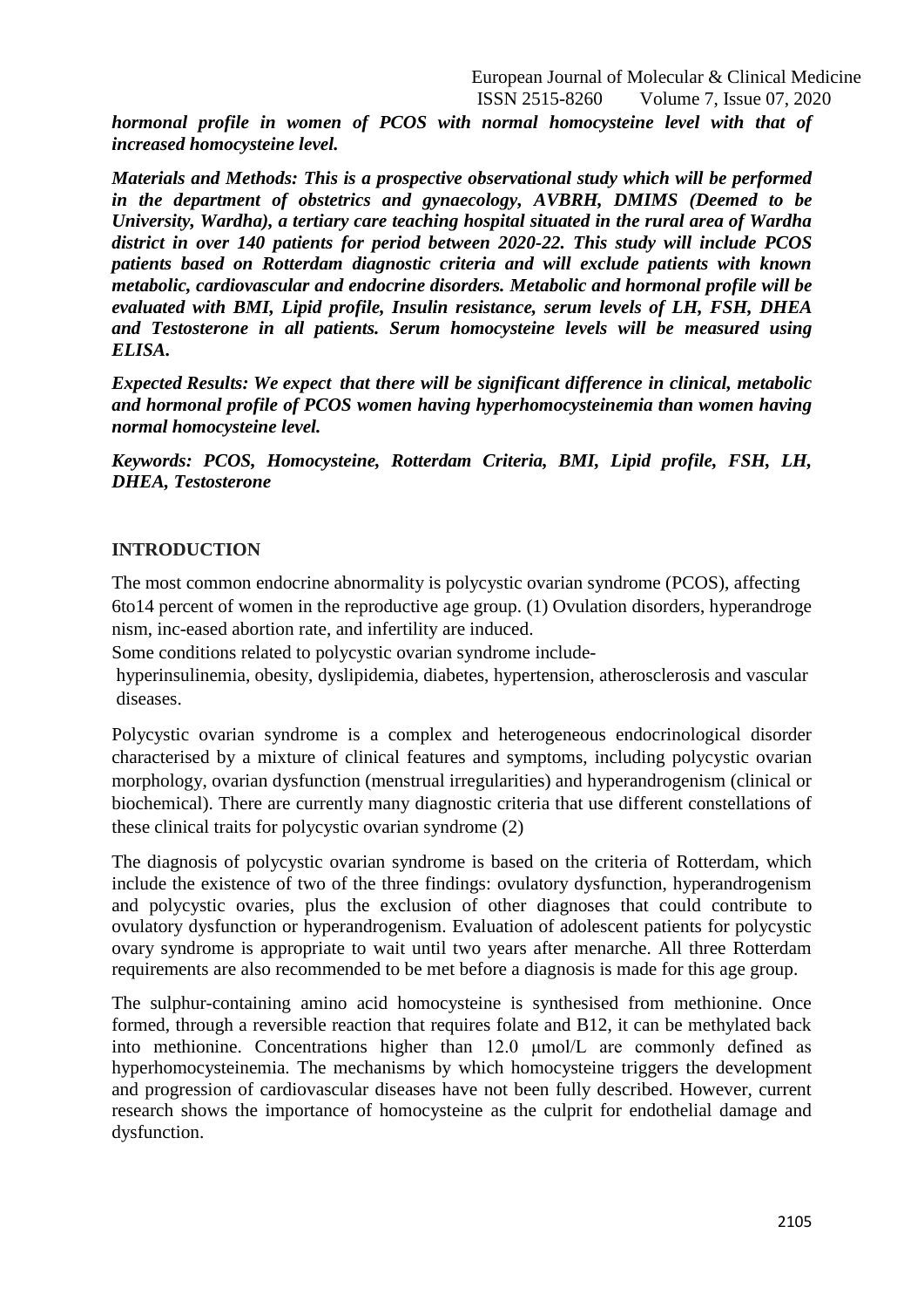***hormonal profile in women of PCOS with normal homocysteine level with that of increased homocysteine level.***

***Materials and Methods: This is a prospective observational study which will be performed in the department of obstetrics and gynaecology, AVBRH, DMIMS (Deemed to be University, Wardha), a tertiary care teaching hospital situated in the rural area of Wardha district in over 140 patients for period between 2020-22. This study will include PCOS patients based on Rotterdam diagnostic criteria and will exclude patients with known metabolic, cardiovascular and endocrine disorders. Metabolic and hormonal profile will be evaluated with BMI, Lipid profile, Insulin resistance, serum levels of LH, FSH, DHEA and Testosterone in all patients. Serum homocysteine levels will be measured using ELISA.***

***Expected Results: We expect that there will be significant difference in clinical, metabolic and hormonal profile of PCOS women having hyperhomocysteinemia than women having normal homocysteine level.***

***Keywords: PCOS, Homocysteine, Rotterdam Criteria, BMI, Lipid profile, FSH, LH, DHEA, Testosterone***

## INTRODUCTION

The most common endocrine abnormality is polycystic ovarian syndrome (PCOS), affecting 6to14 percent of women in the reproductive age group. (1) Ovulation disorders, hyperandroge nism, inc-eased abortion rate, and infertility are induced.

Some conditions related to polycystic ovarian syndrome include-

hyperinsulinemia, obesity, dyslipidemia, diabetes, hypertension, atherosclerosis and vascular diseases.

Polycystic ovarian syndrome is a complex and heterogeneous endocrinological disorder characterised by a mixture of clinical features and symptoms, including polycystic ovarian morphology, ovarian dysfunction (menstrual irregularities) and hyperandrogenism (clinical or biochemical). There are currently many diagnostic criteria that use different constellations of these clinical traits for polycystic ovarian syndrome (2)

The diagnosis of polycystic ovarian syndrome is based on the criteria of Rotterdam, which include the existence of two of the three findings: ovulatory dysfunction, hyperandrogenism and polycystic ovaries, plus the exclusion of other diagnoses that could contribute to ovulatory dysfunction or hyperandrogenism. Evaluation of adolescent patients for polycystic ovary syndrome is appropriate to wait until two years after menarche. All three Rotterdam requirements are also recommended to be met before a diagnosis is made for this age group.

The sulphur-containing amino acid homocysteine is synthesised from methionine. Once formed, through a reversible reaction that requires folate and B12, it can be methylated back into methionine. Concentrations higher than 12.0 μmol/L are commonly defined as hyperhomocysteinemia. The mechanisms by which homocysteine triggers the development and progression of cardiovascular diseases have not been fully described. However, current research shows the importance of homocysteine as the culprit for endothelial damage and dysfunction.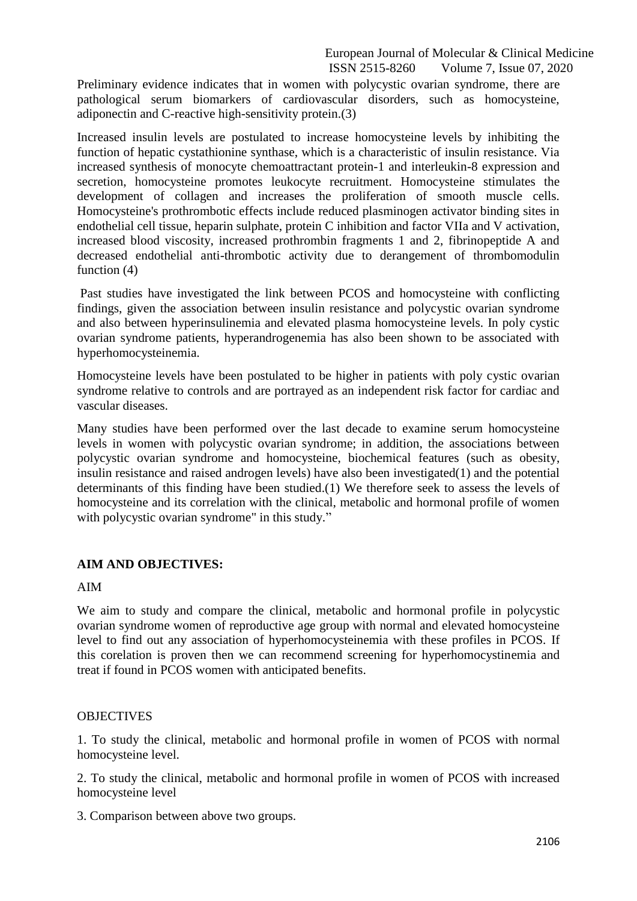Preliminary evidence indicates that in women with polycystic ovarian syndrome, there are pathological serum biomarkers of cardiovascular disorders, such as homocysteine, adiponectin and C-reactive high-sensitivity protein.(3)

Increased insulin levels are postulated to increase homocysteine levels by inhibiting the function of hepatic cystathionine synthase, which is a characteristic of insulin resistance. Via increased synthesis of monocyte chemoattractant protein-1 and interleukin-8 expression and secretion, homocysteine promotes leukocyte recruitment. Homocysteine stimulates the development of collagen and increases the proliferation of smooth muscle cells. Homocysteine's prothrombotic effects include reduced plasminogen activator binding sites in endothelial cell tissue, heparin sulphate, protein C inhibition and factor VIIa and V activation, increased blood viscosity, increased prothrombin fragments 1 and 2, fibrinopeptide A and decreased endothelial anti-thrombotic activity due to derangement of thrombomodulin function (4)

Past studies have investigated the link between PCOS and homocysteine with conflicting findings, given the association between insulin resistance and polycystic ovarian syndrome and also between hyperinsulinemia and elevated plasma homocysteine levels. In poly cystic ovarian syndrome patients, hyperandrogenemia has also been shown to be associated with hyperhomocysteinemia.

Homocysteine levels have been postulated to be higher in patients with poly cystic ovarian syndrome relative to controls and are portrayed as an independent risk factor for cardiac and vascular diseases.

Many studies have been performed over the last decade to examine serum homocysteine levels in women with polycystic ovarian syndrome; in addition, the associations between polycystic ovarian syndrome and homocysteine, biochemical features (such as obesity, insulin resistance and raised androgen levels) have also been investigated(1) and the potential determinants of this finding have been studied.(1) We therefore seek to assess the levels of homocysteine and its correlation with the clinical, metabolic and hormonal profile of women with polycystic ovarian syndrome" in this study."

## AIM AND OBJECTIVES:

AIM

We aim to study and compare the clinical, metabolic and hormonal profile in polycystic ovarian syndrome women of reproductive age group with normal and elevated homocysteine level to find out any association of hyperhomocysteinemia with these profiles in PCOS. If this corelation is proven then we can recommend screening for hyperhomocystinemia and treat if found in PCOS women with anticipated benefits.

OBJECTIVES

1. To study the clinical, metabolic and hormonal profile in women of PCOS with normal homocysteine level.

2. To study the clinical, metabolic and hormonal profile in women of PCOS with increased homocysteine level

3. Comparison between above two groups.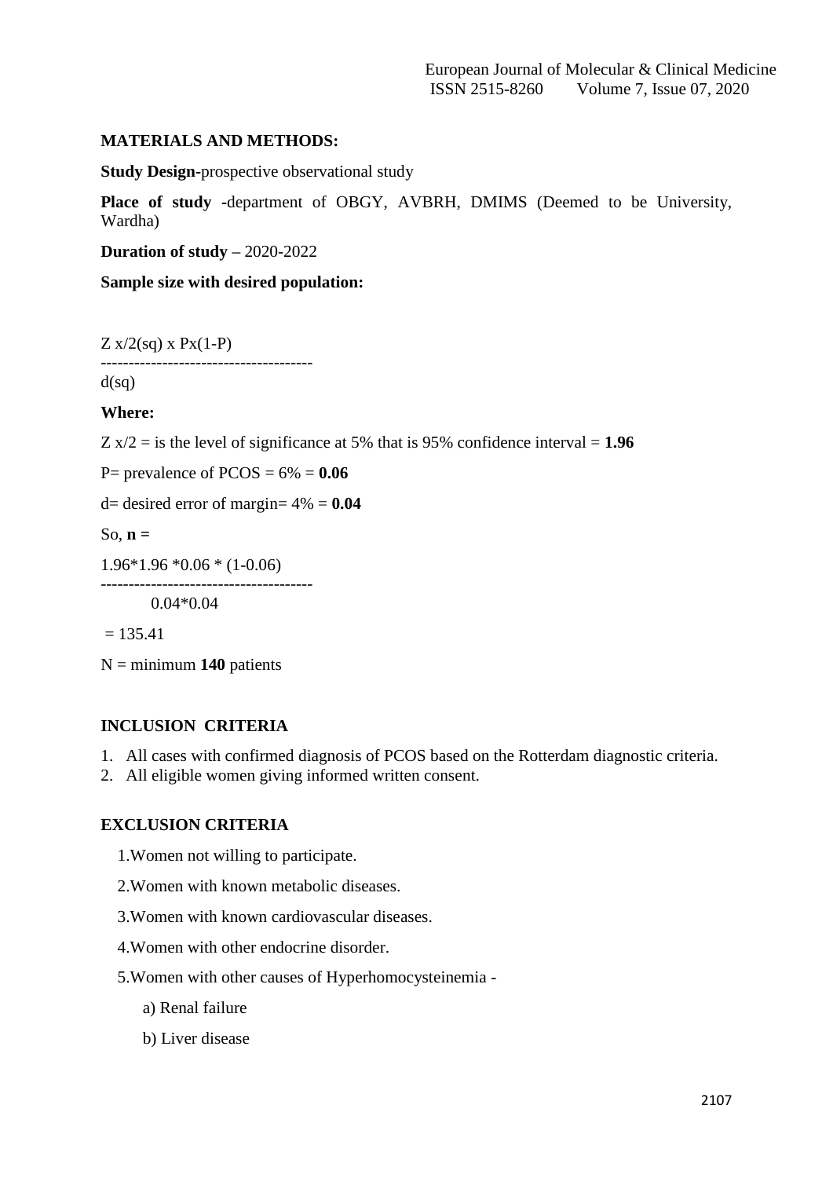**MATERIALS AND METHODS:**

**Study Design-**prospective observational study

**Place of study -**department of OBGY, AVBRH, DMIMS (Deemed to be University, Wardha)

**Duration of study –** 2020-2022

**Sample size with desired population:**

Z x/2(sq) x Px(1-P)
--------------------------------------
d(sq)

**Where:**

Z x/2 = is the level of significance at 5% that is 95% confidence interval = **1.96**

P= prevalence of PCOS = 6% = **0.06**

d= desired error of margin= 4% = **0.04**

So, **n =**

1.96*1.96 *0.06 * (1-0.06)
--------------------------------------
0.04*0.04

= 135.41

N = minimum **140** patients

**INCLUSION CRITERIA**

1. All cases with confirmed diagnosis of PCOS based on the Rotterdam diagnostic criteria.
2. All eligible women giving informed written consent.

**EXCLUSION CRITERIA**

1. Women not willing to participate.
2. Women with known metabolic diseases.
3. Women with known cardiovascular diseases.
4. Women with other endocrine disorder.
5. Women with other causes of Hyperhomocysteinemia -
   a) Renal failure
   b) Liver disease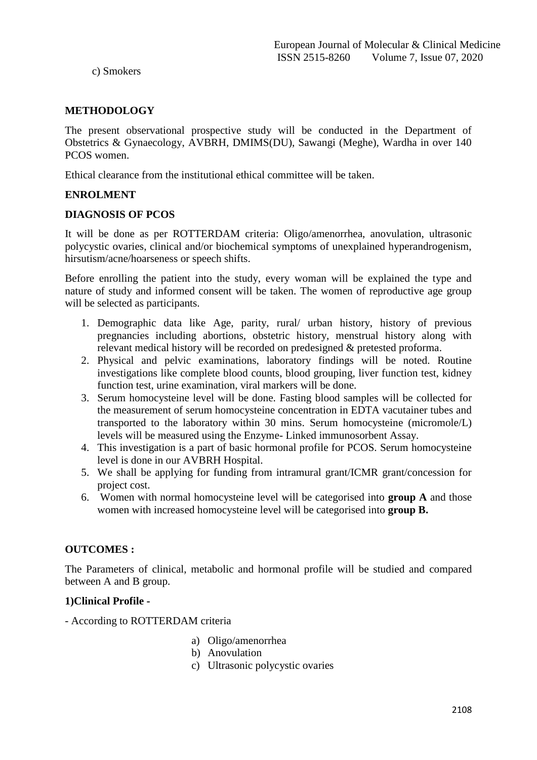c) Smokers

## METHODOLOGY

The present observational prospective study will be conducted in the Department of Obstetrics & Gynaecology, AVBRH, DMIMS(DU), Sawangi (Meghe), Wardha in over 140 PCOS women.

Ethical clearance from the institutional ethical committee will be taken.

### ENROLMENT

### DIAGNOSIS OF PCOS

It will be done as per ROTTERDAM criteria: Oligo/amenorrhea, anovulation, ultrasonic polycystic ovaries, clinical and/or biochemical symptoms of unexplained hyperandrogenism, hirsutism/acne/hoarseness or speech shifts.

Before enrolling the patient into the study, every woman will be explained the type and nature of study and informed consent will be taken. The women of reproductive age group will be selected as participants.

1. Demographic data like Age, parity, rural/ urban history, history of previous pregnancies including abortions, obstetric history, menstrual history along with relevant medical history will be recorded on predesigned & pretested proforma.
2. Physical and pelvic examinations, laboratory findings will be noted. Routine investigations like complete blood counts, blood grouping, liver function test, kidney function test, urine examination, viral markers will be done.
3. Serum homocysteine level will be done. Fasting blood samples will be collected for the measurement of serum homocysteine concentration in EDTA vacutainer tubes and transported to the laboratory within 30 mins. Serum homocysteine (micromole/L) levels will be measured using the Enzyme- Linked immunosorbent Assay.
4. This investigation is a part of basic hormonal profile for PCOS. Serum homocysteine level is done in our AVBRH Hospital.
5. We shall be applying for funding from intramural grant/ICMR grant/concession for project cost.
6. Women with normal homocysteine level will be categorised into **group A** and those women with increased homocysteine level will be categorised into **group B.**

## OUTCOMES :

The Parameters of clinical, metabolic and hormonal profile will be studied and compared between A and B group.

**1)Clinical Profile -**

- According to ROTTERDAM criteria

a) Oligo/amenorrhea
b) Anovulation
c) Ultrasonic polycystic ovaries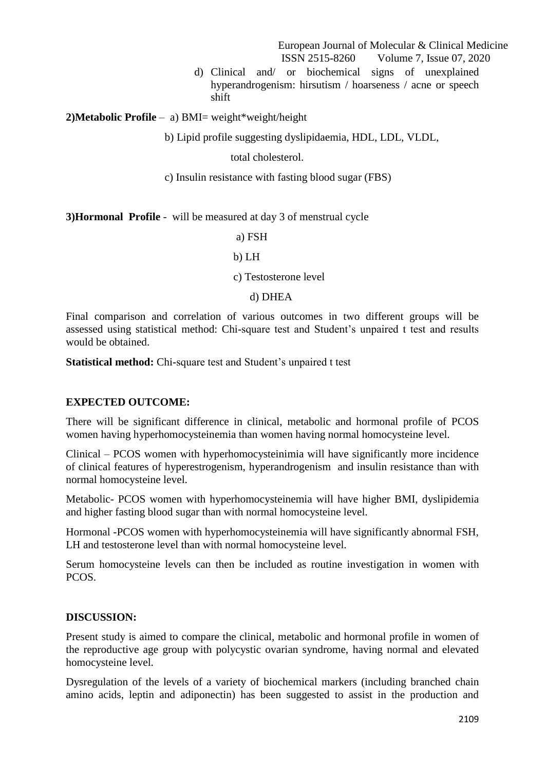d) Clinical and/ or biochemical signs of unexplained hyperandrogenism: hirsutism / hoarseness / acne or speech shift

**2)Metabolic Profile** – a) BMI= weight*weight/height

b) Lipid profile suggesting dyslipidaemia, HDL, LDL, VLDL, total cholesterol.

c) Insulin resistance with fasting blood sugar (FBS)

**3)Hormonal Profile** - will be measured at day 3 of menstrual cycle

a) FSH

b) LH

c) Testosterone level

d) DHEA

Final comparison and correlation of various outcomes in two different groups will be assessed using statistical method: Chi-square test and Student's unpaired t test and results would be obtained.

**Statistical method:** Chi-square test and Student's unpaired t test

**EXPECTED OUTCOME:**

There will be significant difference in clinical, metabolic and hormonal profile of PCOS women having hyperhomocysteinemia than women having normal homocysteine level.

Clinical – PCOS women with hyperhomocysteinimia will have significantly more incidence of clinical features of hyperestrogenism, hyperandrogenism and insulin resistance than with normal homocysteine level.

Metabolic- PCOS women with hyperhomocysteinemia will have higher BMI, dyslipidemia and higher fasting blood sugar than with normal homocysteine level.

Hormonal -PCOS women with hyperhomocysteinemia will have significantly abnormal FSH, LH and testosterone level than with normal homocysteine level.

Serum homocysteine levels can then be included as routine investigation in women with PCOS.

**DISCUSSION:**

Present study is aimed to compare the clinical, metabolic and hormonal profile in women of the reproductive age group with polycystic ovarian syndrome, having normal and elevated homocysteine level.

Dysregulation of the levels of a variety of biochemical markers (including branched chain amino acids, leptin and adiponectin) has been suggested to assist in the production and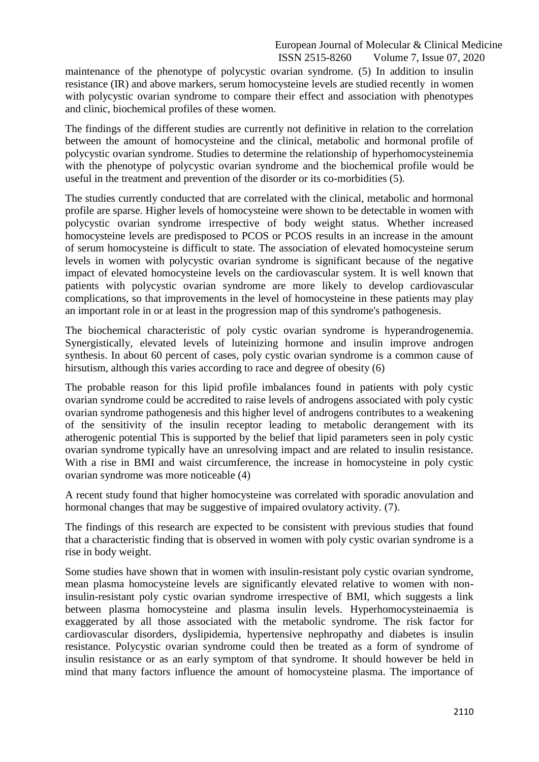maintenance of the phenotype of polycystic ovarian syndrome. (5) In addition to insulin resistance (IR) and above markers, serum homocysteine levels are studied recently in women with polycystic ovarian syndrome to compare their effect and association with phenotypes and clinic, biochemical profiles of these women.

The findings of the different studies are currently not definitive in relation to the correlation between the amount of homocysteine and the clinical, metabolic and hormonal profile of polycystic ovarian syndrome. Studies to determine the relationship of hyperhomocysteinemia with the phenotype of polycystic ovarian syndrome and the biochemical profile would be useful in the treatment and prevention of the disorder or its co-morbidities (5).

The studies currently conducted that are correlated with the clinical, metabolic and hormonal profile are sparse. Higher levels of homocysteine were shown to be detectable in women with polycystic ovarian syndrome irrespective of body weight status. Whether increased homocysteine levels are predisposed to PCOS or PCOS results in an increase in the amount of serum homocysteine is difficult to state. The association of elevated homocysteine serum levels in women with polycystic ovarian syndrome is significant because of the negative impact of elevated homocysteine levels on the cardiovascular system. It is well known that patients with polycystic ovarian syndrome are more likely to develop cardiovascular complications, so that improvements in the level of homocysteine in these patients may play an important role in or at least in the progression map of this syndrome's pathogenesis.

The biochemical characteristic of poly cystic ovarian syndrome is hyperandrogenemia. Synergistically, elevated levels of luteinizing hormone and insulin improve androgen synthesis. In about 60 percent of cases, poly cystic ovarian syndrome is a common cause of hirsutism, although this varies according to race and degree of obesity (6)

The probable reason for this lipid profile imbalances found in patients with poly cystic ovarian syndrome could be accredited to raise levels of androgens associated with poly cystic ovarian syndrome pathogenesis and this higher level of androgens contributes to a weakening of the sensitivity of the insulin receptor leading to metabolic derangement with its atherogenic potential This is supported by the belief that lipid parameters seen in poly cystic ovarian syndrome typically have an unresolving impact and are related to insulin resistance. With a rise in BMI and waist circumference, the increase in homocysteine in poly cystic ovarian syndrome was more noticeable (4)

A recent study found that higher homocysteine was correlated with sporadic anovulation and hormonal changes that may be suggestive of impaired ovulatory activity. (7).

The findings of this research are expected to be consistent with previous studies that found that a characteristic finding that is observed in women with poly cystic ovarian syndrome is a rise in body weight.

Some studies have shown that in women with insulin-resistant poly cystic ovarian syndrome, mean plasma homocysteine levels are significantly elevated relative to women with non-insulin-resistant poly cystic ovarian syndrome irrespective of BMI, which suggests a link between plasma homocysteine and plasma insulin levels. Hyperhomocysteinaemia is exaggerated by all those associated with the metabolic syndrome. The risk factor for cardiovascular disorders, dyslipidemia, hypertensive nephropathy and diabetes is insulin resistance. Polycystic ovarian syndrome could then be treated as a form of syndrome of insulin resistance or as an early symptom of that syndrome. It should however be held in mind that many factors influence the amount of homocysteine plasma. The importance of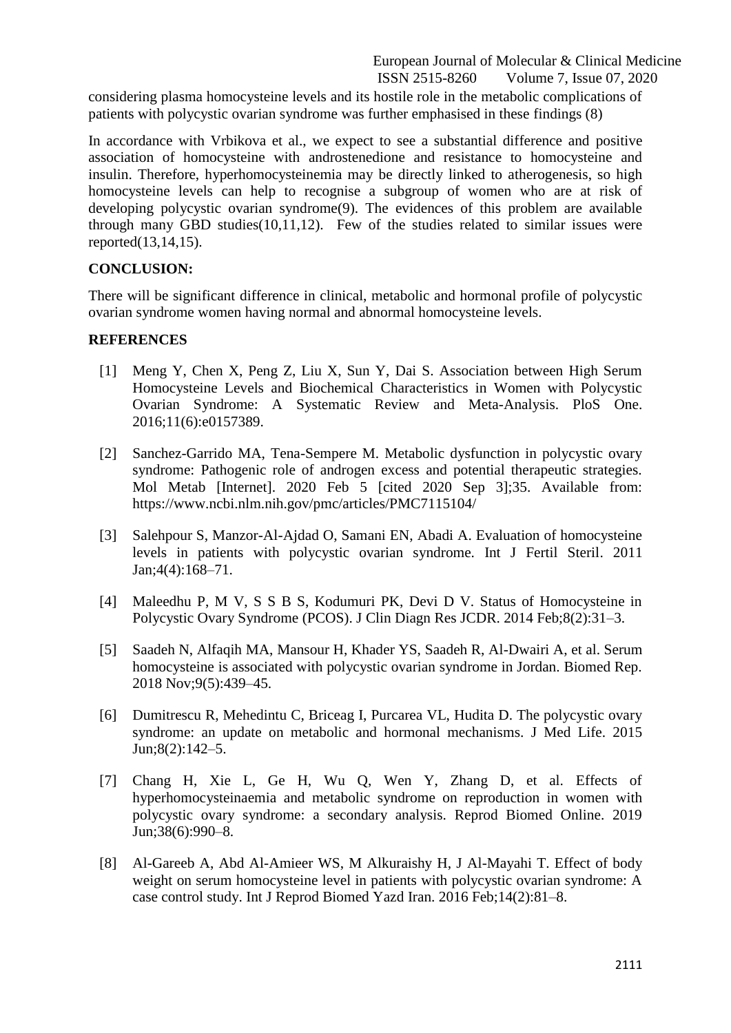considering plasma homocysteine levels and its hostile role in the metabolic complications of patients with polycystic ovarian syndrome was further emphasised in these findings (8)

In accordance with Vrbikova et al., we expect to see a substantial difference and positive association of homocysteine with androstenedione and resistance to homocysteine and insulin. Therefore, hyperhomocysteinemia may be directly linked to atherogenesis, so high homocysteine levels can help to recognise a subgroup of women who are at risk of developing polycystic ovarian syndrome(9). The evidences of this problem are available through many GBD studies(10,11,12). Few of the studies related to similar issues were reported(13,14,15).

## CONCLUSION:

There will be significant difference in clinical, metabolic and hormonal profile of polycystic ovarian syndrome women having normal and abnormal homocysteine levels.

## REFERENCES

[1] Meng Y, Chen X, Peng Z, Liu X, Sun Y, Dai S. Association between High Serum Homocysteine Levels and Biochemical Characteristics in Women with Polycystic Ovarian Syndrome: A Systematic Review and Meta-Analysis. PloS One. 2016;11(6):e0157389.

[2] Sanchez-Garrido MA, Tena-Sempere M. Metabolic dysfunction in polycystic ovary syndrome: Pathogenic role of androgen excess and potential therapeutic strategies. Mol Metab [Internet]. 2020 Feb 5 [cited 2020 Sep 3];35. Available from: https://www.ncbi.nlm.nih.gov/pmc/articles/PMC7115104/

[3] Salehpour S, Manzor-Al-Ajdad O, Samani EN, Abadi A. Evaluation of homocysteine levels in patients with polycystic ovarian syndrome. Int J Fertil Steril. 2011 Jan;4(4):168–71.

[4] Maleedhu P, M V, S S B S, Kodumuri PK, Devi D V. Status of Homocysteine in Polycystic Ovary Syndrome (PCOS). J Clin Diagn Res JCDR. 2014 Feb;8(2):31–3.

[5] Saadeh N, Alfaqih MA, Mansour H, Khader YS, Saadeh R, Al-Dwairi A, et al. Serum homocysteine is associated with polycystic ovarian syndrome in Jordan. Biomed Rep. 2018 Nov;9(5):439–45.

[6] Dumitrescu R, Mehedintu C, Briceag I, Purcarea VL, Hudita D. The polycystic ovary syndrome: an update on metabolic and hormonal mechanisms. J Med Life. 2015 Jun;8(2):142–5.

[7] Chang H, Xie L, Ge H, Wu Q, Wen Y, Zhang D, et al. Effects of hyperhomocysteinaemia and metabolic syndrome on reproduction in women with polycystic ovary syndrome: a secondary analysis. Reprod Biomed Online. 2019 Jun;38(6):990–8.

[8] Al-Gareeb A, Abd Al-Amieer WS, M Alkuraishy H, J Al-Mayahi T. Effect of body weight on serum homocysteine level in patients with polycystic ovarian syndrome: A case control study. Int J Reprod Biomed Yazd Iran. 2016 Feb;14(2):81–8.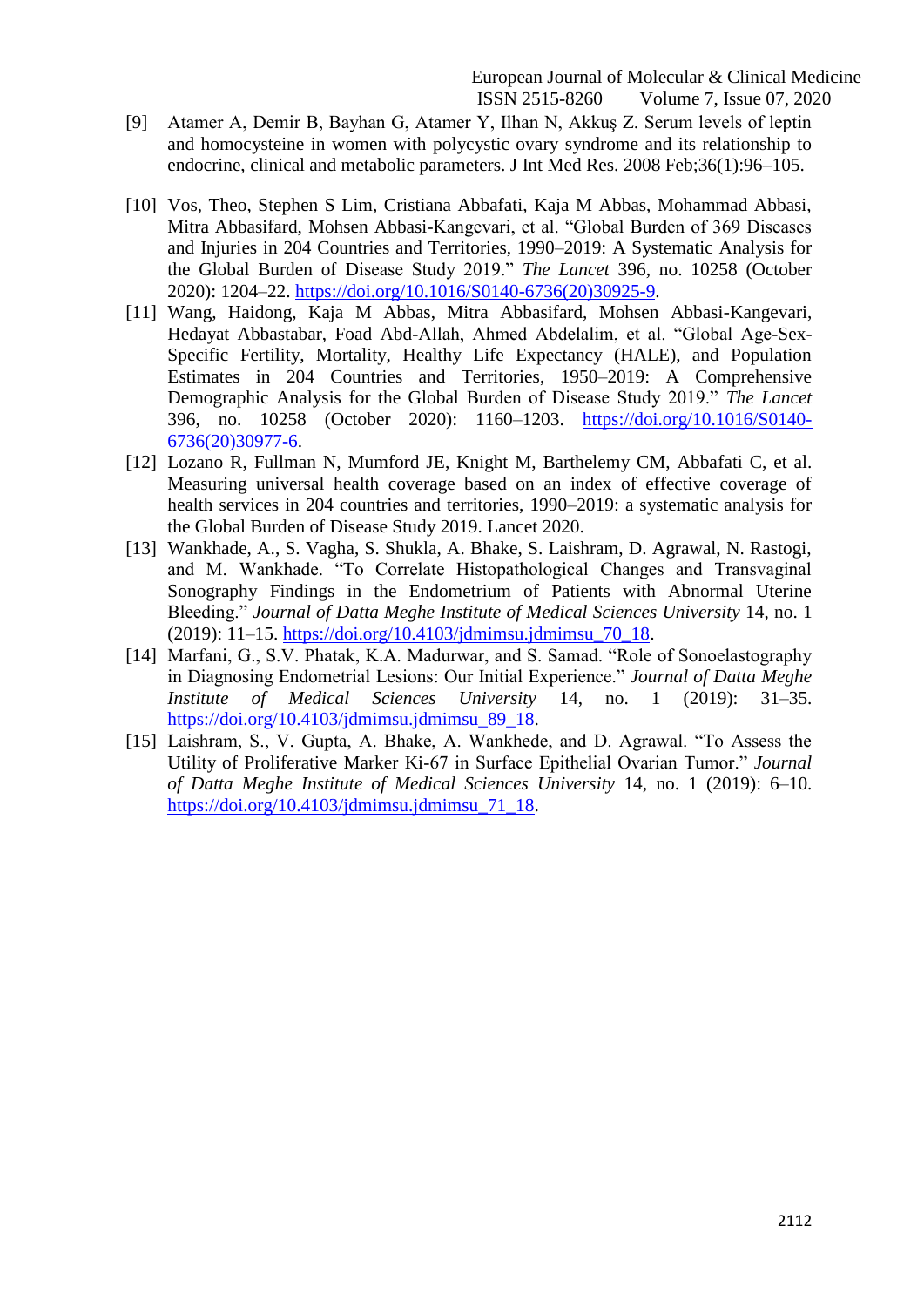[9] Atamer A, Demir B, Bayhan G, Atamer Y, Ilhan N, Akkuş Z. Serum levels of leptin and homocysteine in women with polycystic ovary syndrome and its relationship to endocrine, clinical and metabolic parameters. J Int Med Res. 2008 Feb;36(1):96–105.

[10] Vos, Theo, Stephen S Lim, Cristiana Abbafati, Kaja M Abbas, Mohammad Abbasi, Mitra Abbasifard, Mohsen Abbasi-Kangevari, et al. "Global Burden of 369 Diseases and Injuries in 204 Countries and Territories, 1990–2019: A Systematic Analysis for the Global Burden of Disease Study 2019." *The Lancet* 396, no. 10258 (October 2020): 1204–22. https://doi.org/10.1016/S0140-6736(20)30925-9.

[11] Wang, Haidong, Kaja M Abbas, Mitra Abbasifard, Mohsen Abbasi-Kangevari, Hedayat Abbastabar, Foad Abd-Allah, Ahmed Abdelalim, et al. "Global Age-Sex-Specific Fertility, Mortality, Healthy Life Expectancy (HALE), and Population Estimates in 204 Countries and Territories, 1950–2019: A Comprehensive Demographic Analysis for the Global Burden of Disease Study 2019." *The Lancet* 396, no. 10258 (October 2020): 1160–1203. https://doi.org/10.1016/S0140-6736(20)30977-6.

[12] Lozano R, Fullman N, Mumford JE, Knight M, Barthelemy CM, Abbafati C, et al. Measuring universal health coverage based on an index of effective coverage of health services in 204 countries and territories, 1990–2019: a systematic analysis for the Global Burden of Disease Study 2019. Lancet 2020.

[13] Wankhade, A., S. Vagha, S. Shukla, A. Bhake, S. Laishram, D. Agrawal, N. Rastogi, and M. Wankhade. "To Correlate Histopathological Changes and Transvaginal Sonography Findings in the Endometrium of Patients with Abnormal Uterine Bleeding." *Journal of Datta Meghe Institute of Medical Sciences University* 14, no. 1 (2019): 11–15. https://doi.org/10.4103/jdmimsu.jdmimsu_70_18.

[14] Marfani, G., S.V. Phatak, K.A. Madurwar, and S. Samad. "Role of Sonoelastography in Diagnosing Endometrial Lesions: Our Initial Experience." *Journal of Datta Meghe Institute of Medical Sciences University* 14, no. 1 (2019): 31–35. https://doi.org/10.4103/jdmimsu.jdmimsu_89_18.

[15] Laishram, S., V. Gupta, A. Bhake, A. Wankhede, and D. Agrawal. "To Assess the Utility of Proliferative Marker Ki-67 in Surface Epithelial Ovarian Tumor." *Journal of Datta Meghe Institute of Medical Sciences University* 14, no. 1 (2019): 6–10. https://doi.org/10.4103/jdmimsu.jdmimsu_71_18.